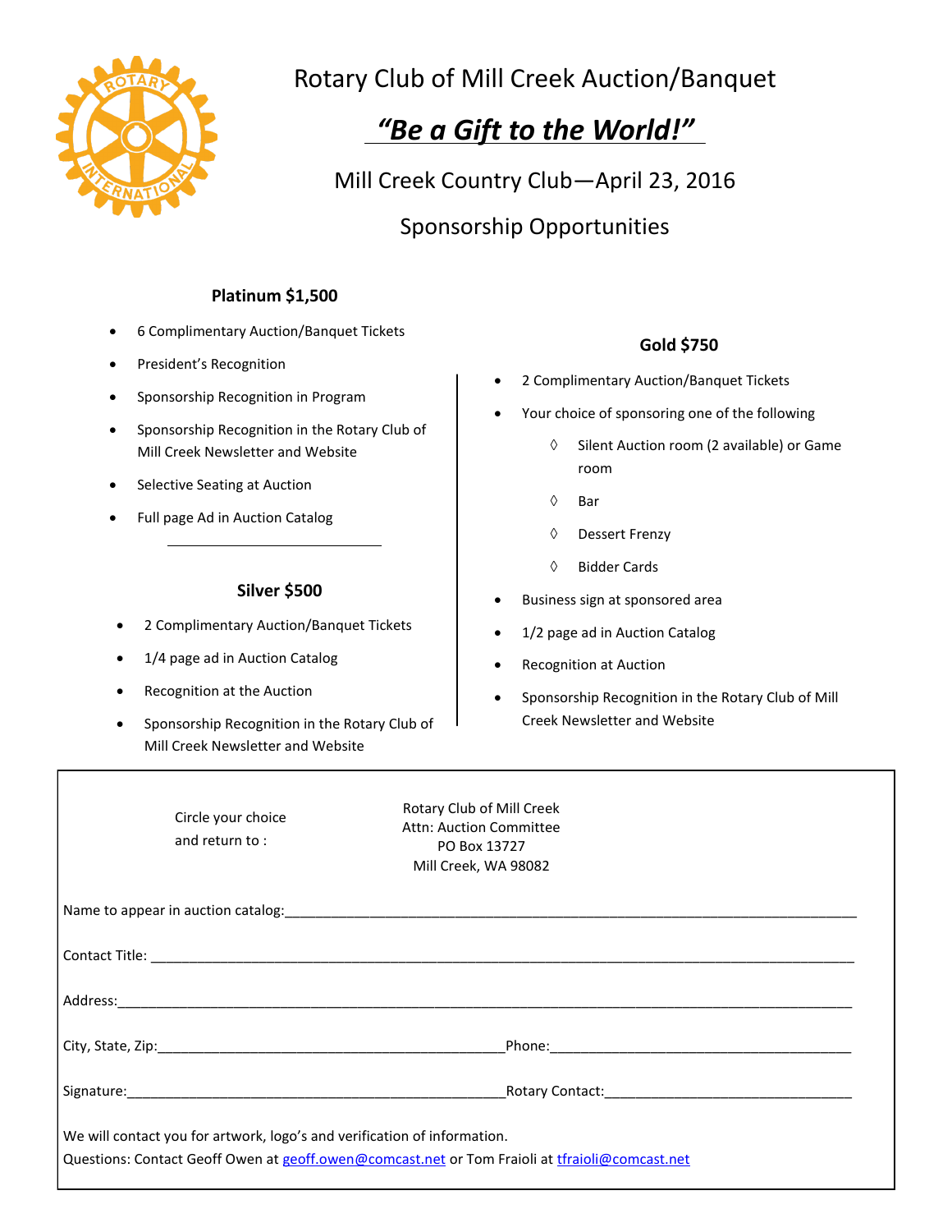# Rotary Club of Mill Creek Auction/Banquet

## *"Be a Gift to the World!"*

### Mill Creek Country Club—April 23, 2016

### Sponsorship Opportunities

**Platinum $1,500**

- 6 Complimentary Auction/Banquet Tickets
- President's Recognition
- Sponsorship Recognition in Program
- Sponsorship Recognition in the Rotary Club of Mill Creek Newsletter and Website
- Selective Seating at Auction
- Full page Ad in Auction Catalog

**Silver $500**

- 2 Complimentary Auction/Banquet Tickets
- 1/4 page ad in Auction Catalog
- Recognition at the Auction
- Sponsorship Recognition in the Rotary Club of Mill Creek Newsletter and Website

**Gold $750**

- 2 Complimentary Auction/Banquet Tickets
- Your choice of sponsoring one of the following
  - ◊ Silent Auction room (2 available) or Game room
  - ◊ Bar
  - ◊ Dessert Frenzy
  - ◊ Bidder Cards
- Business sign at sponsored area
- 1/2 page ad in Auction Catalog
- Recognition at Auction
- Sponsorship Recognition in the Rotary Club of Mill Creek Newsletter and Website

---

Circle your choice and return to :

Rotary Club of Mill Creek
Attn: Auction Committee
PO Box 13727
Mill Creek, WA 98082

Name to appear in auction catalog:________________________________________

Contact Title: ________________________________________

Address:________________________________________

City, State, Zip:______________________ Phone:______________________

Signature:______________________ Rotary Contact:______________________

We will contact you for artwork, logo's and verification of information.
Questions: Contact Geoff Owen at geoff.owen@comcast.net or Tom Fraioli at tfraioli@comcast.net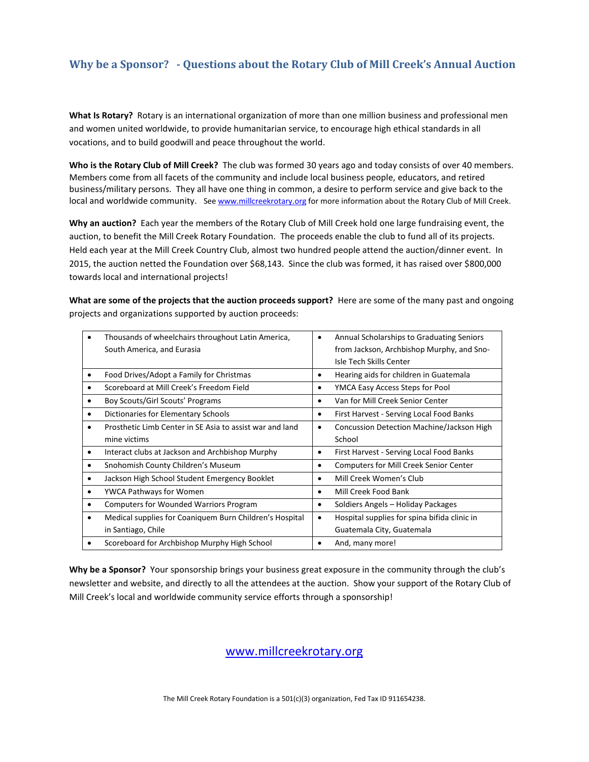## Why be a Sponsor? - Questions about the Rotary Club of Mill Creek's Annual Auction

**What Is Rotary?** Rotary is an international organization of more than one million business and professional men and women united worldwide, to provide humanitarian service, to encourage high ethical standards in all vocations, and to build goodwill and peace throughout the world.

**Who is the Rotary Club of Mill Creek?** The club was formed 30 years ago and today consists of over 40 members. Members come from all facets of the community and include local business people, educators, and retired business/military persons. They all have one thing in common, a desire to perform service and give back to the local and worldwide community. See www.millcreekrotary.org for more information about the Rotary Club of Mill Creek.

**Why an auction?** Each year the members of the Rotary Club of Mill Creek hold one large fundraising event, the auction, to benefit the Mill Creek Rotary Foundation. The proceeds enable the club to fund all of its projects. Held each year at the Mill Creek Country Club, almost two hundred people attend the auction/dinner event. In 2015, the auction netted the Foundation over $68,143. Since the club was formed, it has raised over $800,000 towards local and international projects!

**What are some of the projects that the auction proceeds support?** Here are some of the many past and ongoing projects and organizations supported by auction proceeds:

| | |
|---|---|
| • Thousands of wheelchairs throughout Latin America, South America, and Eurasia | • Annual Scholarships to Graduating Seniors from Jackson, Archbishop Murphy, and Sno-Isle Tech Skills Center |
| • Food Drives/Adopt a Family for Christmas | • Hearing aids for children in Guatemala |
| • Scoreboard at Mill Creek's Freedom Field | • YMCA Easy Access Steps for Pool |
| • Boy Scouts/Girl Scouts' Programs | • Van for Mill Creek Senior Center |
| • Dictionaries for Elementary Schools | • First Harvest - Serving Local Food Banks |
| • Prosthetic Limb Center in SE Asia to assist war and land mine victims | • Concussion Detection Machine/Jackson High School |
| • Interact clubs at Jackson and Archbishop Murphy | • First Harvest - Serving Local Food Banks |
| • Snohomish County Children's Museum | • Computers for Mill Creek Senior Center |
| • Jackson High School Student Emergency Booklet | • Mill Creek Women's Club |
| • YWCA Pathways for Women | • Mill Creek Food Bank |
| • Computers for Wounded Warriors Program | • Soldiers Angels – Holiday Packages |
| • Medical supplies for Coaniquem Burn Children's Hospital in Santiago, Chile | • Hospital supplies for spina bifida clinic in Guatemala City, Guatemala |
| • Scoreboard for Archbishop Murphy High School | • And, many more! |

**Why be a Sponsor?** Your sponsorship brings your business great exposure in the community through the club's newsletter and website, and directly to all the attendees at the auction. Show your support of the Rotary Club of Mill Creek's local and worldwide community service efforts through a sponsorship!

www.millcreekrotary.org

The Mill Creek Rotary Foundation is a 501(c)(3) organization, Fed Tax ID 911654238.